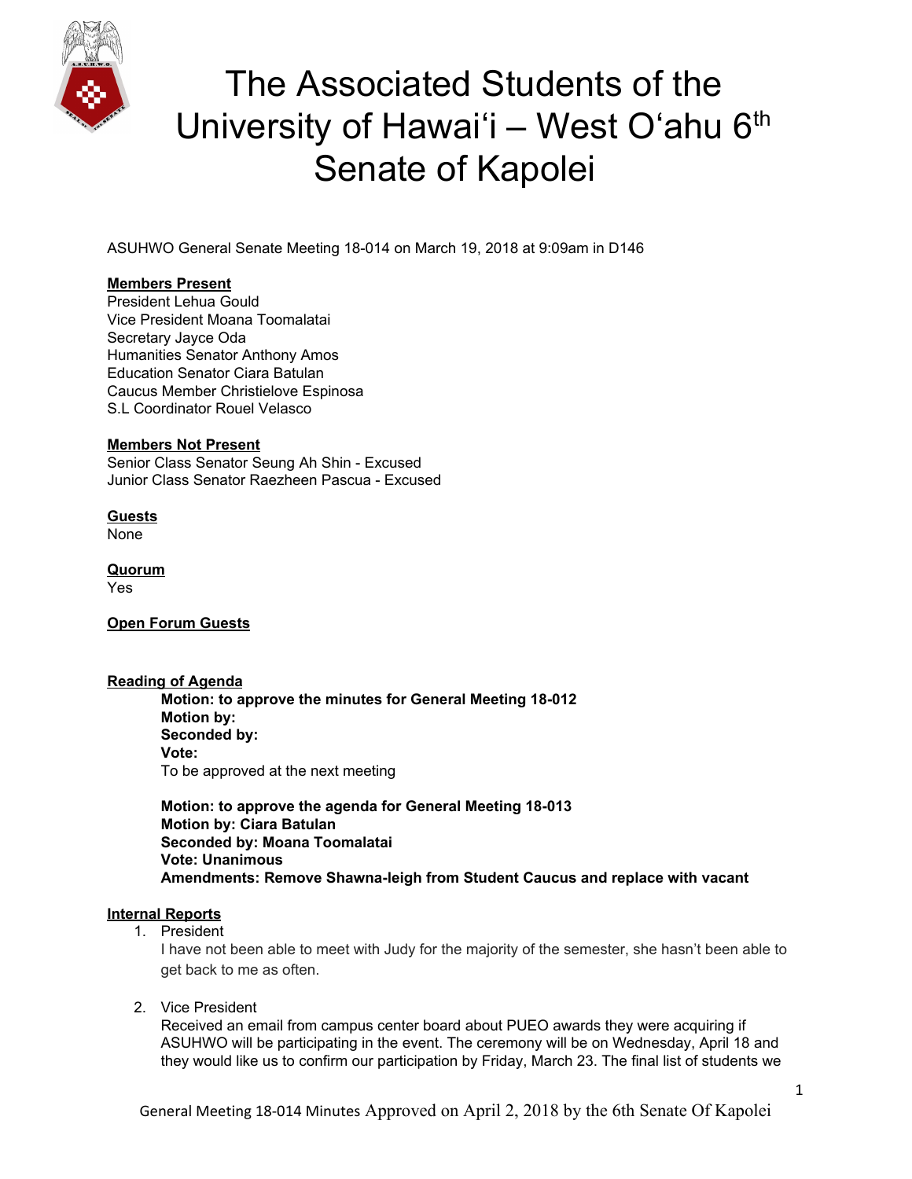# The Associated Students of the University of Hawai'i – West O'ahu 6th Senate of Kapolei

ASUHWO General Senate Meeting 18-014 on March 19, 2018 at 9:09am in D146

**Members Present**
President Lehua Gould
Vice President Moana Toomalatai
Secretary Jayce Oda
Humanities Senator Anthony Amos
Education Senator Ciara Batulan
Caucus Member Christielove Espinosa
S.L Coordinator Rouel Velasco

**Members Not Present**
Senior Class Senator Seung Ah Shin - Excused
Junior Class Senator Raezheen Pascua - Excused

**Guests**
None

**Quorum**
Yes

**Open Forum Guests**

**Reading of Agenda**

> **Motion: to approve the minutes for General Meeting 18-012**
> **Motion by:**
> **Seconded by:**
> **Vote:**
> To be approved at the next meeting
>
> **Motion: to approve the agenda for General Meeting 18-013**
> **Motion by: Ciara Batulan**
> **Seconded by: Moana Toomalatai**
> **Vote: Unanimous**
> **Amendments: Remove Shawna-leigh from Student Caucus and replace with vacant**

**Internal Reports**

1. President
   I have not been able to meet with Judy for the majority of the semester, she hasn't been able to get back to me as often.

2. Vice President
   Received an email from campus center board about PUEO awards they were acquiring if ASUHWO will be participating in the event. The ceremony will be on Wednesday, April 18 and they would like us to confirm our participation by Friday, March 23. The final list of students we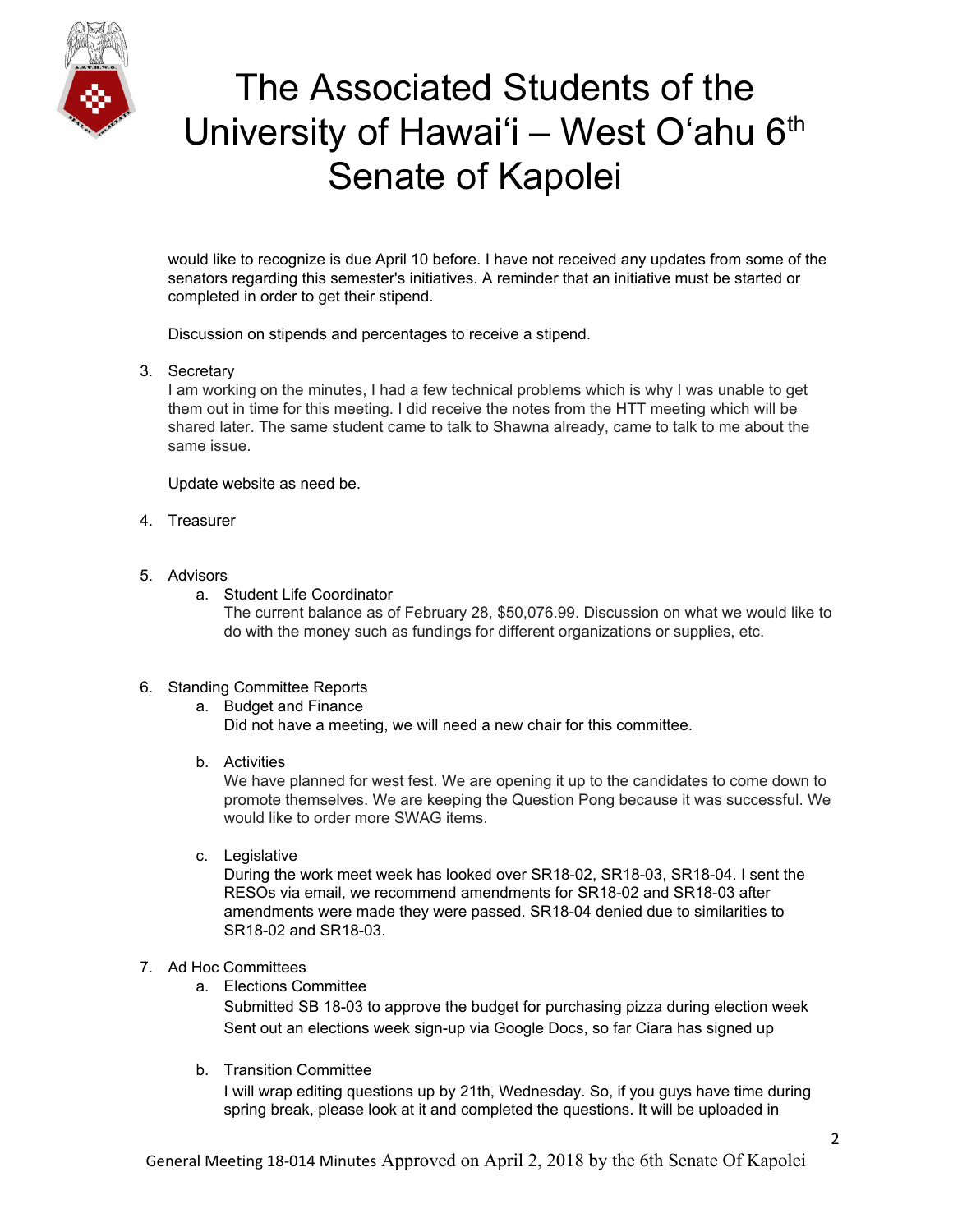would like to recognize is due April 10 before. I have not received any updates from some of the senators regarding this semester's initiatives. A reminder that an initiative must be started or completed in order to get their stipend.

Discussion on stipends and percentages to receive a stipend.

3. Secretary
   I am working on the minutes, I had a few technical problems which is why I was unable to get them out in time for this meeting. I did receive the notes from the HTT meeting which will be shared later. The same student came to talk to Shawna already, came to talk to me about the same issue.

   Update website as need be.

4. Treasurer

5. Advisors
   a. Student Life Coordinator
      The current balance as of February 28, $50,076.99. Discussion on what we would like to do with the money such as fundings for different organizations or supplies, etc.

6. Standing Committee Reports
   a. Budget and Finance
      Did not have a meeting, we will need a new chair for this committee.

   b. Activities
      We have planned for west fest. We are opening it up to the candidates to come down to promote themselves. We are keeping the Question Pong because it was successful. We would like to order more SWAG items.

   c. Legislative
      During the work meet week has looked over SR18-02, SR18-03, SR18-04. I sent the RESOs via email, we recommend amendments for SR18-02 and SR18-03 after amendments were made they were passed. SR18-04 denied due to similarities to SR18-02 and SR18-03.

7. Ad Hoc Committees
   a. Elections Committee
      Submitted SB 18-03 to approve the budget for purchasing pizza during election week
      Sent out an elections week sign-up via Google Docs, so far Ciara has signed up

   b. Transition Committee
      I will wrap editing questions up by 21th, Wednesday. So, if you guys have time during spring break, please look at it and completed the questions. It will be uploaded in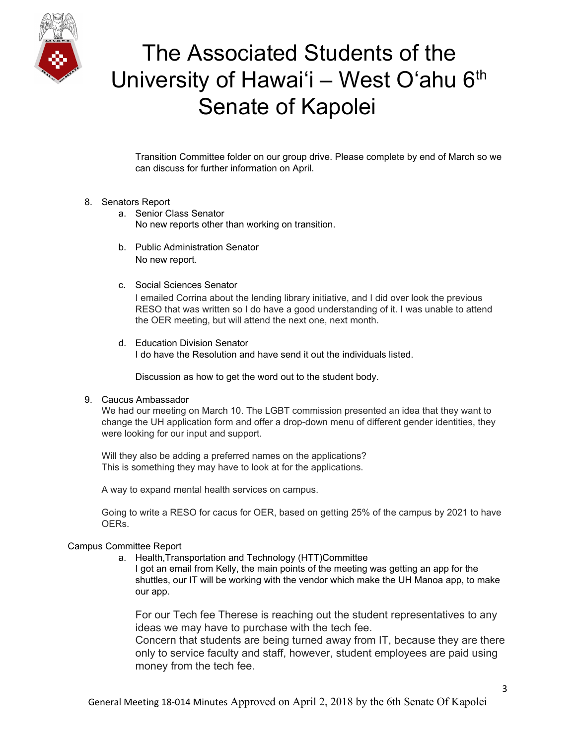Transition Committee folder on our group drive. Please complete by end of March so we can discuss for further information on April.

8. Senators Report
   a. Senior Class Senator
      No new reports other than working on transition.

   b. Public Administration Senator
      No new report.

   c. Social Sciences Senator
      I emailed Corrina about the lending library initiative, and I did over look the previous RESO that was written so I do have a good understanding of it. I was unable to attend the OER meeting, but will attend the next one, next month.

   d. Education Division Senator
      I do have the Resolution and have send it out the individuals listed.

      Discussion as how to get the word out to the student body.

9. Caucus Ambassador
   We had our meeting on March 10. The LGBT commission presented an idea that they want to change the UH application form and offer a drop-down menu of different gender identities, they were looking for our input and support.

   Will they also be adding a preferred names on the applications?
   This is something they may have to look at for the applications.

   A way to expand mental health services on campus.

   Going to write a RESO for cacus for OER, based on getting 25% of the campus by 2021 to have OERs.

Campus Committee Report

   a. Health,Transportation and Technology (HTT)Committee
      I got an email from Kelly, the main points of the meeting was getting an app for the shuttles, our IT will be working with the vendor which make the UH Manoa app, to make our app.

      For our Tech fee Therese is reaching out the student representatives to any ideas we may have to purchase with the tech fee.
      Concern that students are being turned away from IT, because they are there only to service faculty and staff, however, student employees are paid using money from the tech fee.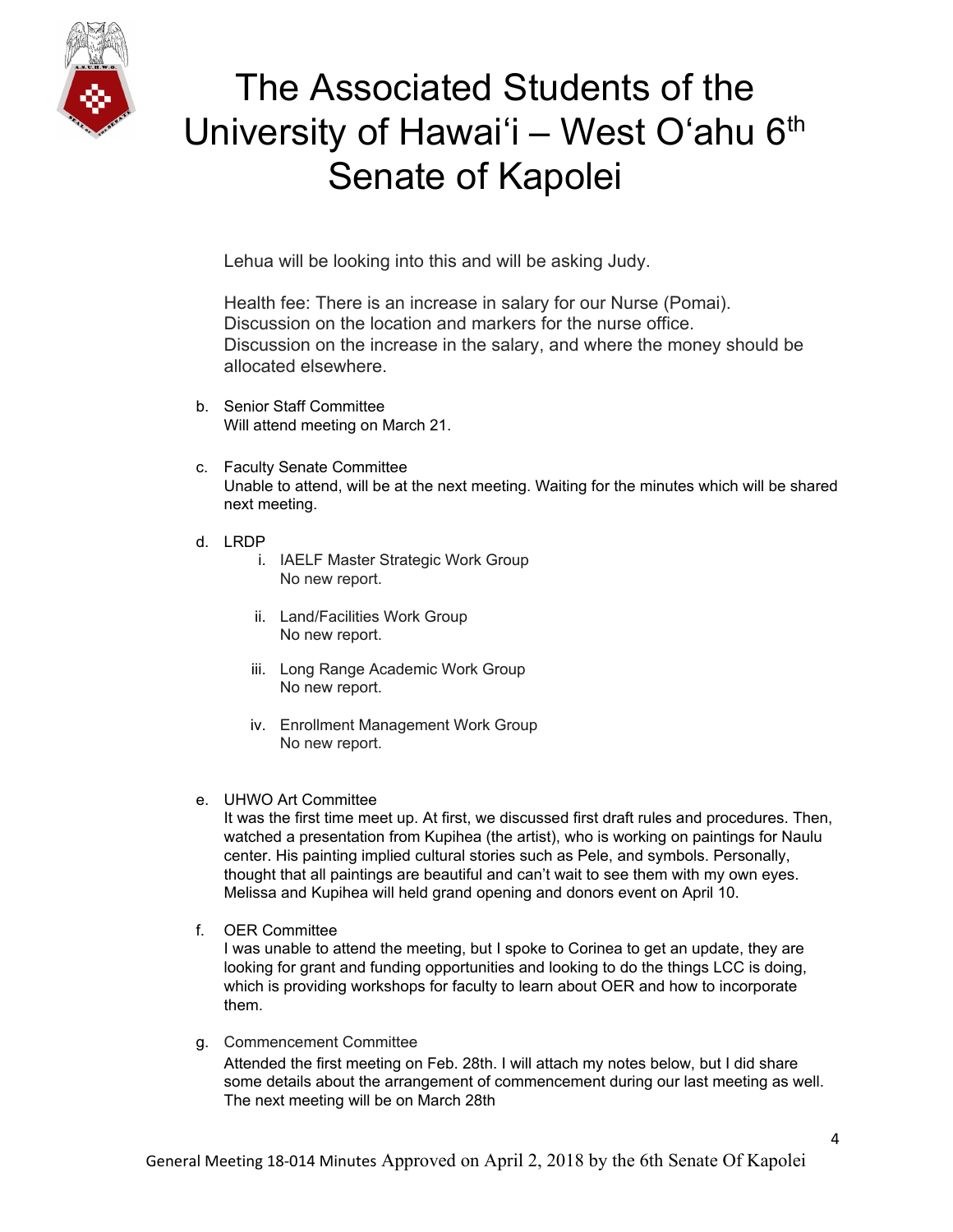Lehua will be looking into this and will be asking Judy.

Health fee: There is an increase in salary for our Nurse (Pomai). Discussion on the location and markers for the nurse office. Discussion on the increase in the salary, and where the money should be allocated elsewhere.

b. Senior Staff Committee
   Will attend meeting on March 21.

c. Faculty Senate Committee
   Unable to attend, will be at the next meeting. Waiting for the minutes which will be shared next meeting.

d. LRDP
   i. IAELF Master Strategic Work Group
      No new report.

   ii. Land/Facilities Work Group
      No new report.

   iii. Long Range Academic Work Group
      No new report.

   iv. Enrollment Management Work Group
      No new report.

e. UHWO Art Committee
   It was the first time meet up. At first, we discussed first draft rules and procedures. Then, watched a presentation from Kupihea (the artist), who is working on paintings for Naulu center. His painting implied cultural stories such as Pele, and symbols. Personally, thought that all paintings are beautiful and can't wait to see them with my own eyes. Melissa and Kupihea will held grand opening and donors event on April 10.

f. OER Committee
   I was unable to attend the meeting, but I spoke to Corinea to get an update, they are looking for grant and funding opportunities and looking to do the things LCC is doing, which is providing workshops for faculty to learn about OER and how to incorporate them.

g. Commencement Committee
   Attended the first meeting on Feb. 28th. I will attach my notes below, but I did share some details about the arrangement of commencement during our last meeting as well. The next meeting will be on March 28th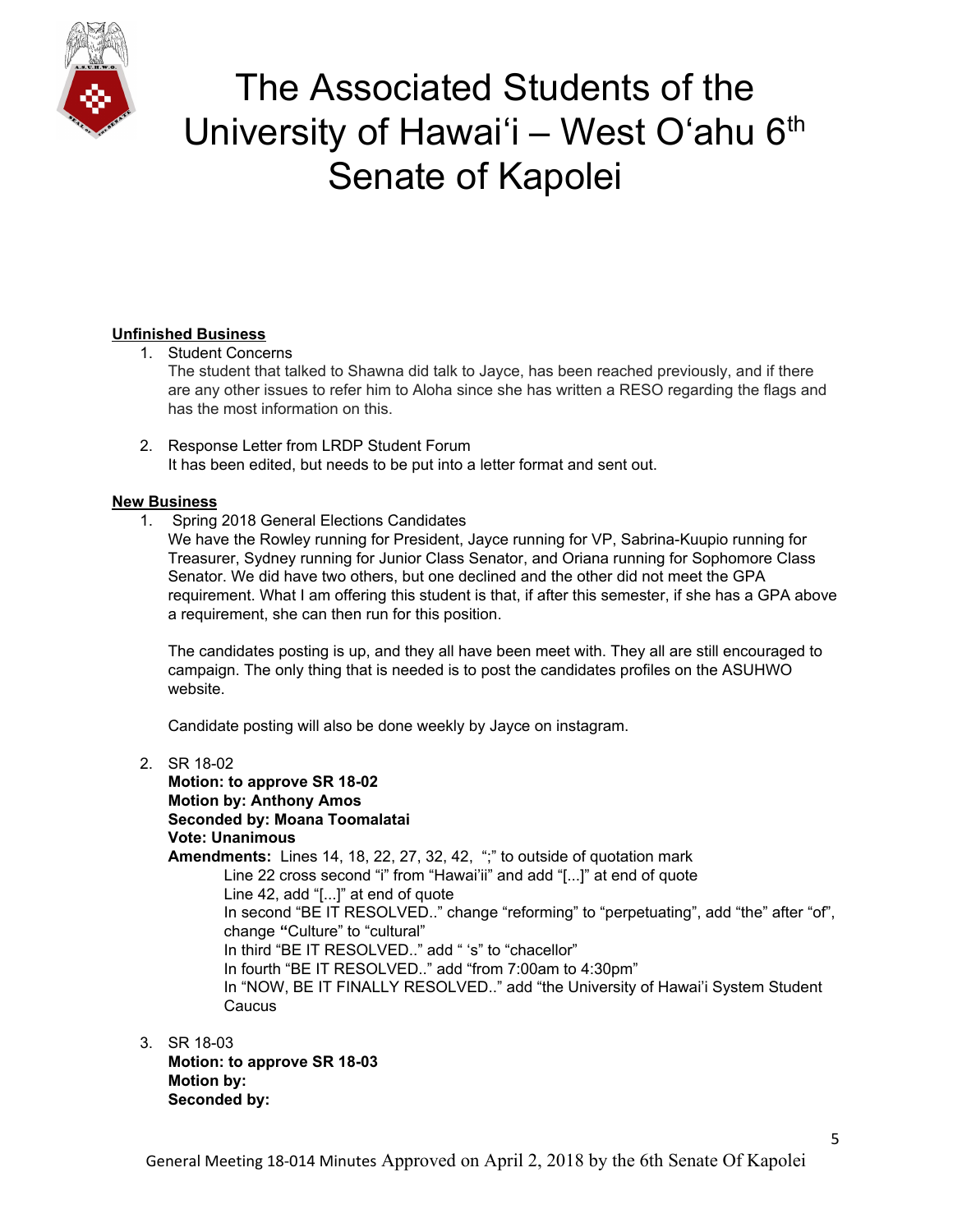**Unfinished Business**

1. Student Concerns
   The student that talked to Shawna did talk to Jayce, has been reached previously, and if there are any other issues to refer him to Aloha since she has written a RESO regarding the flags and has the most information on this.

2. Response Letter from LRDP Student Forum
   It has been edited, but needs to be put into a letter format and sent out.

**New Business**

1. Spring 2018 General Elections Candidates
   We have the Rowley running for President, Jayce running for VP, Sabrina-Kuupio running for Treasurer, Sydney running for Junior Class Senator, and Oriana running for Sophomore Class Senator. We did have two others, but one declined and the other did not meet the GPA requirement. What I am offering this student is that, if after this semester, if she has a GPA above a requirement, she can then run for this position.

   The candidates posting is up, and they all have been meet with. They all are still encouraged to campaign. The only thing that is needed is to post the candidates profiles on the ASUHWO website.

   Candidate posting will also be done weekly by Jayce on instagram.

2. SR 18-02
   **Motion: to approve SR 18-02**
   **Motion by: Anthony Amos**
   **Seconded by: Moana Toomalatai**
   **Vote: Unanimous**
   **Amendments:** Lines 14, 18, 22, 27, 32, 42, ";" to outside of quotation mark
   Line 22 cross second "i" from "Hawai'ii" and add "[...]" at end of quote
   Line 42, add "[...]" at end of quote
   In second "BE IT RESOLVED.." change "reforming" to "perpetuating", add "the" after "of", change **"**Culture" to "cultural"
   In third "BE IT RESOLVED.." add " 's" to "chacellor"
   In fourth "BE IT RESOLVED.." add "from 7:00am to 4:30pm"
   In "NOW, BE IT FINALLY RESOLVED.." add "the University of Hawai'i System Student Caucus

3. SR 18-03
   **Motion: to approve SR 18-03**
   **Motion by:**
   **Seconded by:**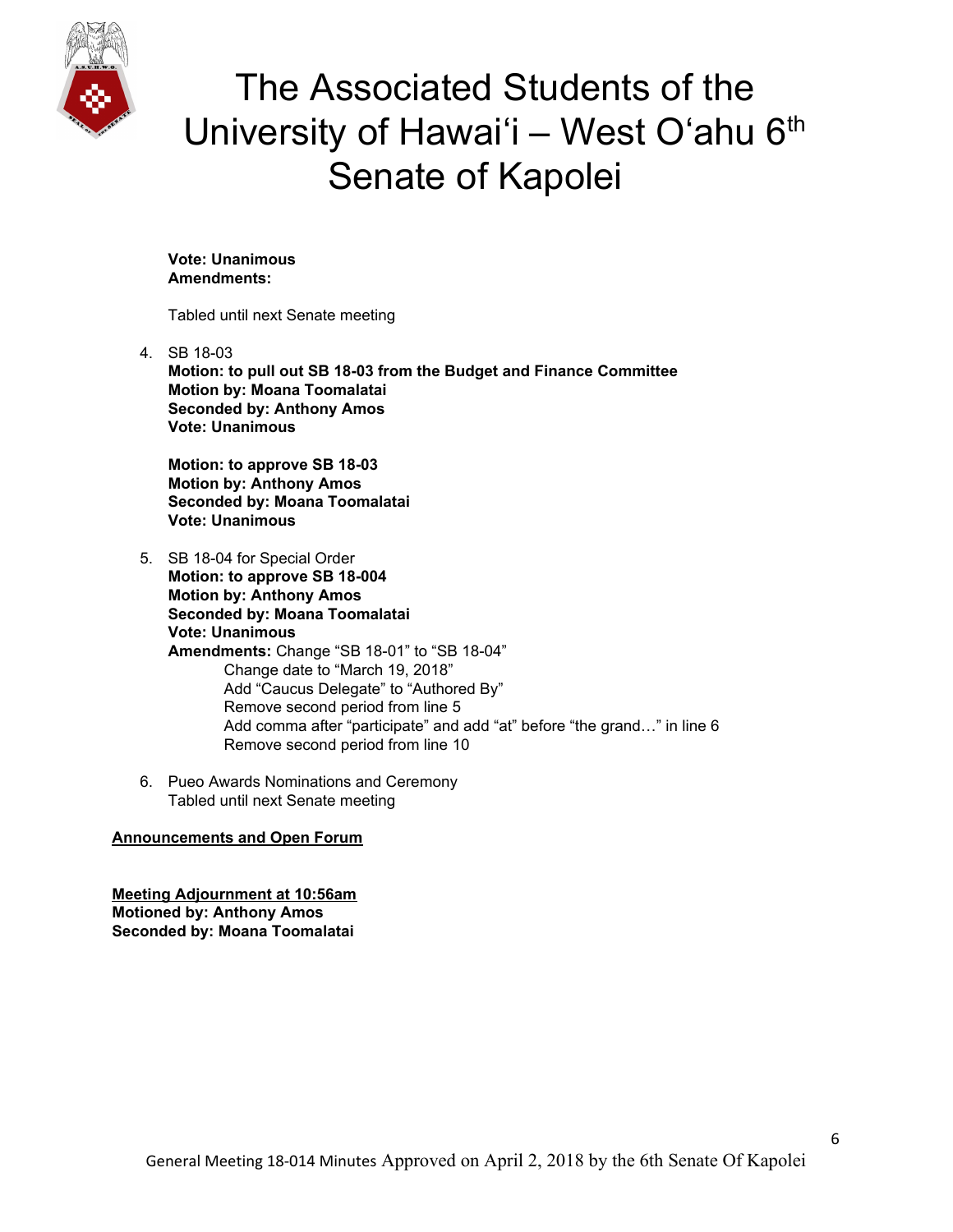**Vote: Unanimous**
**Amendments:**

Tabled until next Senate meeting

4. SB 18-03
   **Motion: to pull out SB 18-03 from the Budget and Finance Committee**
   **Motion by: Moana Toomalatai**
   **Seconded by: Anthony Amos**
   **Vote: Unanimous**

   **Motion: to approve SB 18-03**
   **Motion by: Anthony Amos**
   **Seconded by: Moana Toomalatai**
   **Vote: Unanimous**

5. SB 18-04 for Special Order
   **Motion: to approve SB 18-004**
   **Motion by: Anthony Amos**
   **Seconded by: Moana Toomalatai**
   **Vote: Unanimous**
   **Amendments:** Change "SB 18-01" to "SB 18-04"
      Change date to "March 19, 2018"
      Add "Caucus Delegate" to "Authored By"
      Remove second period from line 5
      Add comma after "participate" and add "at" before "the grand…" in line 6
      Remove second period from line 10

6. Pueo Awards Nominations and Ceremony
   Tabled until next Senate meeting

**Announcements and Open Forum**

**Meeting Adjournment at 10:56am**
**Motioned by: Anthony Amos**
**Seconded by: Moana Toomalatai**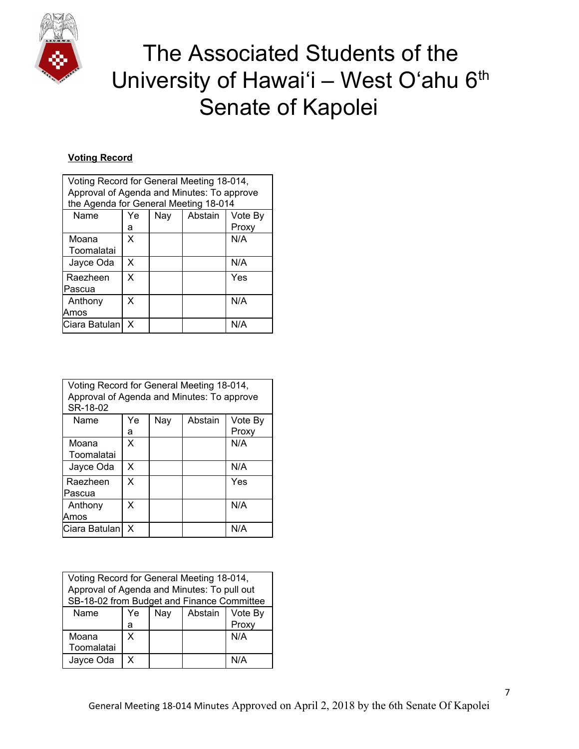# The Associated Students of the University of Hawaiʻi – West Oʻahu 6th Senate of Kapolei

**Voting Record**

| Voting Record for General Meeting 18-014, Approval of Agenda and Minutes: To approve the Agenda for General Meeting 18-014 | | | | |
|---|---|---|---|---|
| Name | Yea | Nay | Abstain | Vote By Proxy |
| Moana Toomalatai | X | | | N/A |
| Jayce Oda | X | | | N/A |
| Raezheen Pascua | X | | | Yes |
| Anthony Amos | X | | | N/A |
| Ciara Batulan | X | | | N/A |

| Voting Record for General Meeting 18-014, Approval of Agenda and Minutes: To approve SR-18-02 | | | | |
|---|---|---|---|---|
| Name | Yea | Nay | Abstain | Vote By Proxy |
| Moana Toomalatai | X | | | N/A |
| Jayce Oda | X | | | N/A |
| Raezheen Pascua | X | | | Yes |
| Anthony Amos | X | | | N/A |
| Ciara Batulan | X | | | N/A |

| Voting Record for General Meeting 18-014, Approval of Agenda and Minutes: To pull out SB-18-02 from Budget and Finance Committee | | | | |
|---|---|---|---|---|
| Name | Yea | Nay | Abstain | Vote By Proxy |
| Moana Toomalatai | X | | | N/A |
| Jayce Oda | X | | | N/A |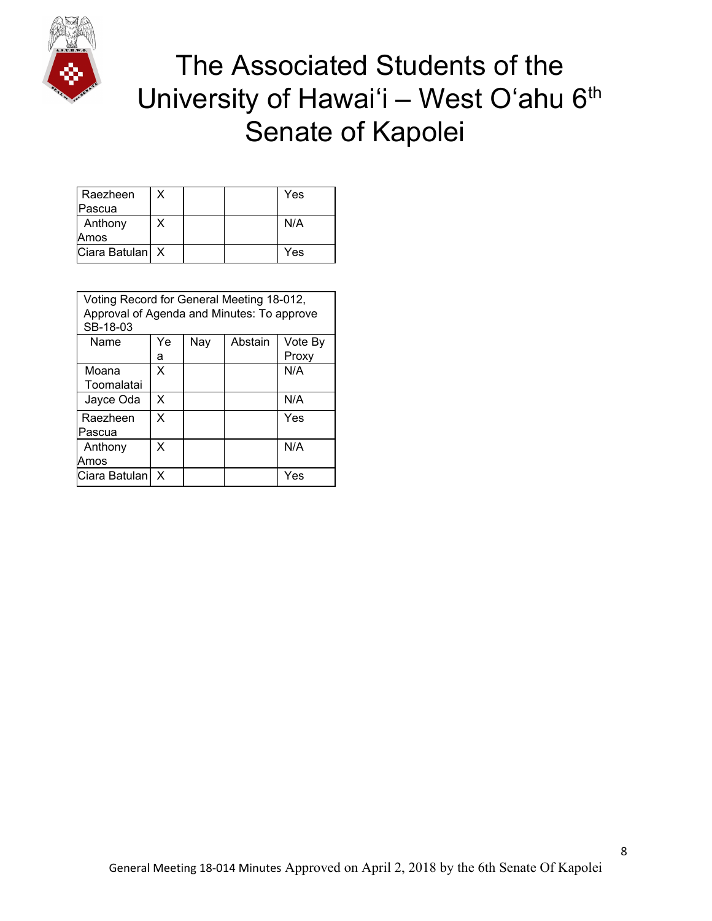| | | | | |
|---|---|---|---|---|
| Raezheen Pascua | X | | | Yes |
| Anthony Amos | X | | | N/A |
| Ciara Batulan | X | | | Yes |

| Voting Record for General Meeting 18-012, Approval of Agenda and Minutes: To approve SB-18-03 | | | | |
|---|---|---|---|---|
| Name | Yea | Nay | Abstain | Vote By Proxy |
| Moana Toomalatai | X | | | N/A |
| Jayce Oda | X | | | N/A |
| Raezheen Pascua | X | | | Yes |
| Anthony Amos | X | | | N/A |
| Ciara Batulan | X | | | Yes |